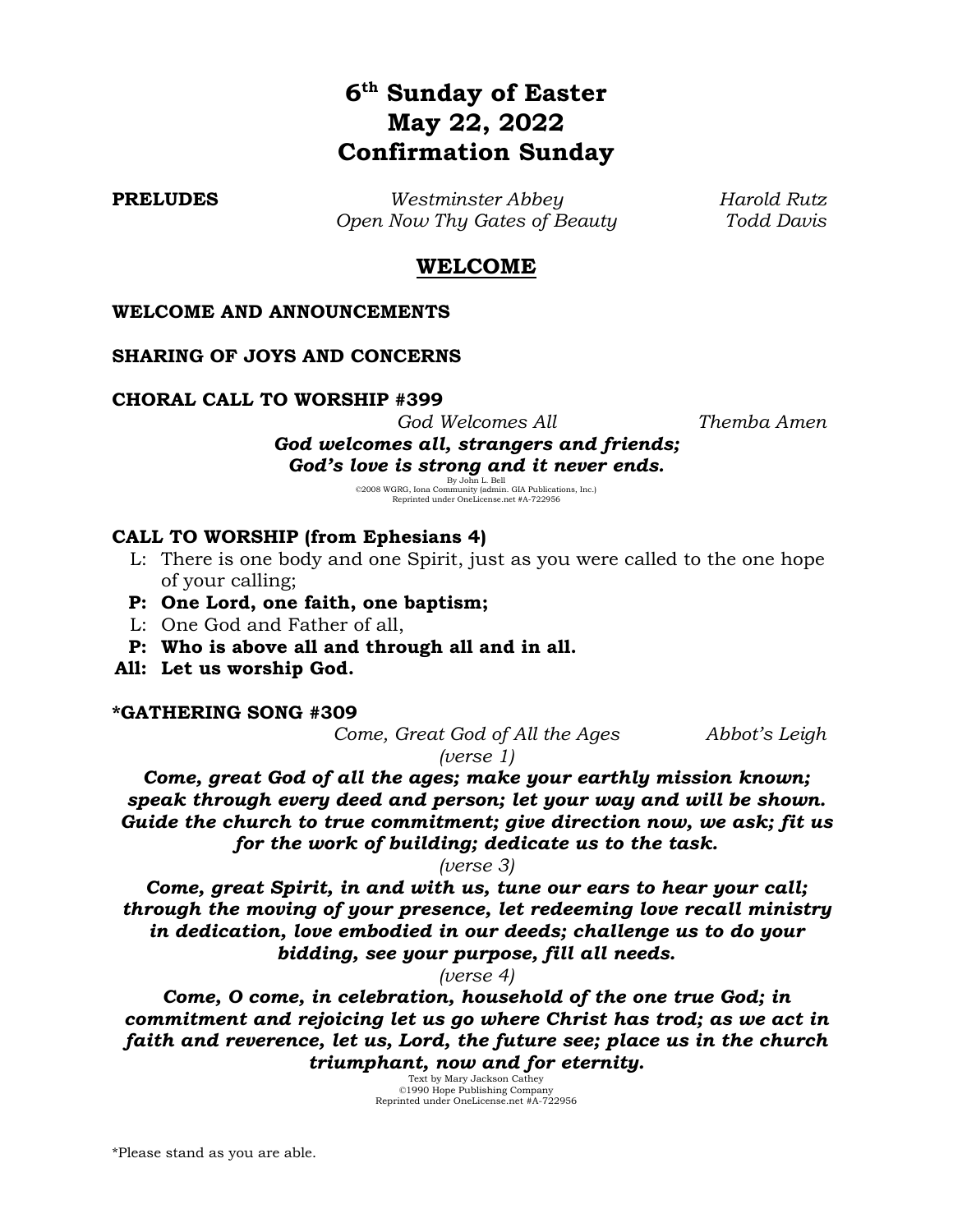# 6th Sunday of Easter
# May 22, 2022
# Confirmation Sunday

**PRELUDES** *Westminster Abbey* Harold Rutz
*Open Now Thy Gates of Beauty* Todd Davis

## WELCOME

**WELCOME AND ANNOUNCEMENTS**

**SHARING OF JOYS AND CONCERNS**

**CHORAL CALL TO WORSHIP #399**
*God Welcomes All* *Themba Amen*

***God welcomes all, strangers and friends;***
***God's love is strong and it never ends.***

By John L. Bell
©2008 WGRG, Iona Community (admin. GIA Publications, Inc.)
Reprinted under OneLicense.net #A-722956

**CALL TO WORSHIP (from Ephesians 4)**

L: There is one body and one Spirit, just as you were called to the one hope of your calling;
**P: One Lord, one faith, one baptism;**
L: One God and Father of all,
**P: Who is above all and through all and in all.**
**All: Let us worship God.**

**\*GATHERING SONG #309**
*Come, Great God of All the Ages* *Abbot's Leigh*

*(verse 1)*
***Come, great God of all the ages; make your earthly mission known; speak through every deed and person; let your way and will be shown. Guide the church to true commitment; give direction now, we ask; fit us for the work of building; dedicate us to the task.***

*(verse 3)*
***Come, great Spirit, in and with us, tune our ears to hear your call; through the moving of your presence, let redeeming love recall ministry in dedication, love embodied in our deeds; challenge us to do your bidding, see your purpose, fill all needs.***

*(verse 4)*
***Come, O come, in celebration, household of the one true God; in commitment and rejoicing let us go where Christ has trod; as we act in faith and reverence, let us, Lord, the future see; place us in the church triumphant, now and for eternity.***

Text by Mary Jackson Cathey
©1990 Hope Publishing Company
Reprinted under OneLicense.net #A-722956

\*Please stand as you are able.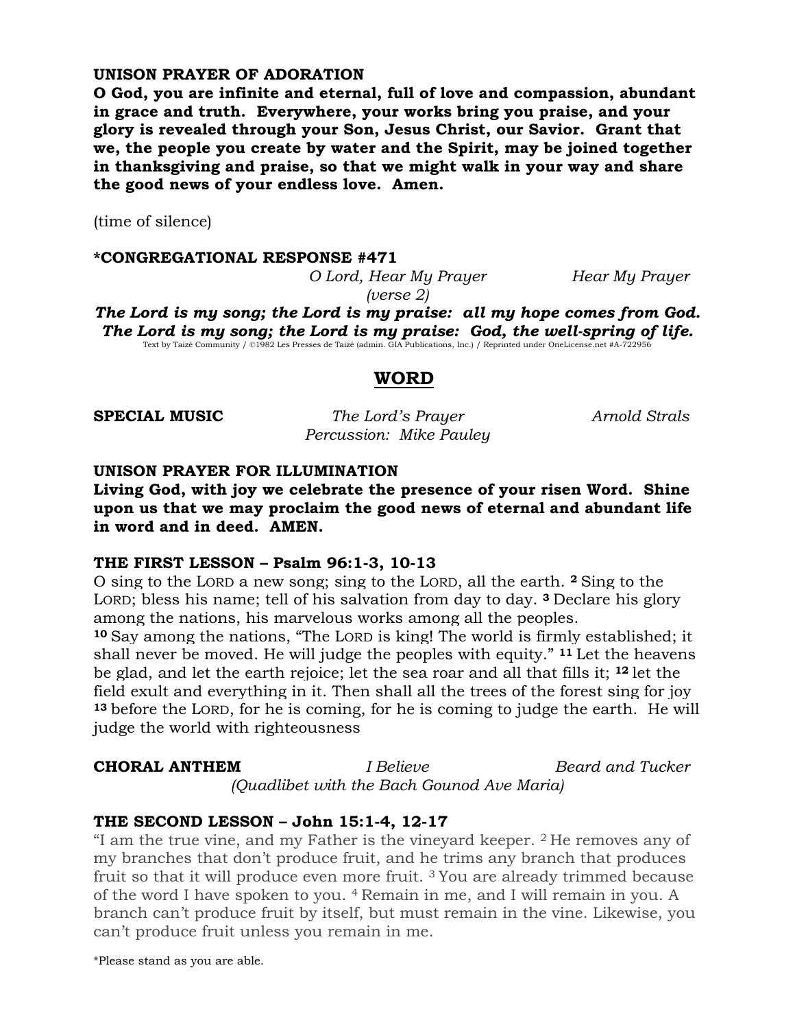**UNISON PRAYER OF ADORATION**

**O God, you are infinite and eternal, full of love and compassion, abundant in grace and truth. Everywhere, your works bring you praise, and your glory is revealed through your Son, Jesus Christ, our Savior. Grant that we, the people you create by water and the Spirit, may be joined together in thanksgiving and praise, so that we might walk in your way and share the good news of your endless love. Amen.**

(time of silence)

**\*CONGREGATIONAL RESPONSE #471**

*O Lord, Hear My Prayer* *Hear My Prayer*
*(verse 2)*

***The Lord is my song; the Lord is my praise: all my hope comes from God.***
***The Lord is my song; the Lord is my praise: God, the well-spring of life.***

Text by Taizé Community / ©1982 Les Presses de Taizé (admin. GIA Publications, Inc.) / Reprinted under OneLicense.net #A-722956

## WORD

**SPECIAL MUSIC** *The Lord's Prayer* *Arnold Strals*
*Percussion: Mike Pauley*

**UNISON PRAYER FOR ILLUMINATION**

**Living God, with joy we celebrate the presence of your risen Word. Shine upon us that we may proclaim the good news of eternal and abundant life in word and in deed. AMEN.**

**THE FIRST LESSON – Psalm 96:1-3, 10-13**

O sing to the LORD a new song; sing to the LORD, all the earth. **2** Sing to the LORD; bless his name; tell of his salvation from day to day. **3** Declare his glory among the nations, his marvelous works among all the peoples.
**10** Say among the nations, "The LORD is king! The world is firmly established; it shall never be moved. He will judge the peoples with equity." **11** Let the heavens be glad, and let the earth rejoice; let the sea roar and all that fills it; **12** let the field exult and everything in it. Then shall all the trees of the forest sing for joy **13** before the LORD, for he is coming, for he is coming to judge the earth. He will judge the world with righteousness

**CHORAL ANTHEM** *I Believe* *Beard and Tucker*
*(Quadlibet with the Bach Gounod Ave Maria)*

**THE SECOND LESSON – John 15:1-4, 12-17**

"I am the true vine, and my Father is the vineyard keeper. 2 He removes any of my branches that don't produce fruit, and he trims any branch that produces fruit so that it will produce even more fruit. 3 You are already trimmed because of the word I have spoken to you. 4 Remain in me, and I will remain in you. A branch can't produce fruit by itself, but must remain in the vine. Likewise, you can't produce fruit unless you remain in me.

\*Please stand as you are able.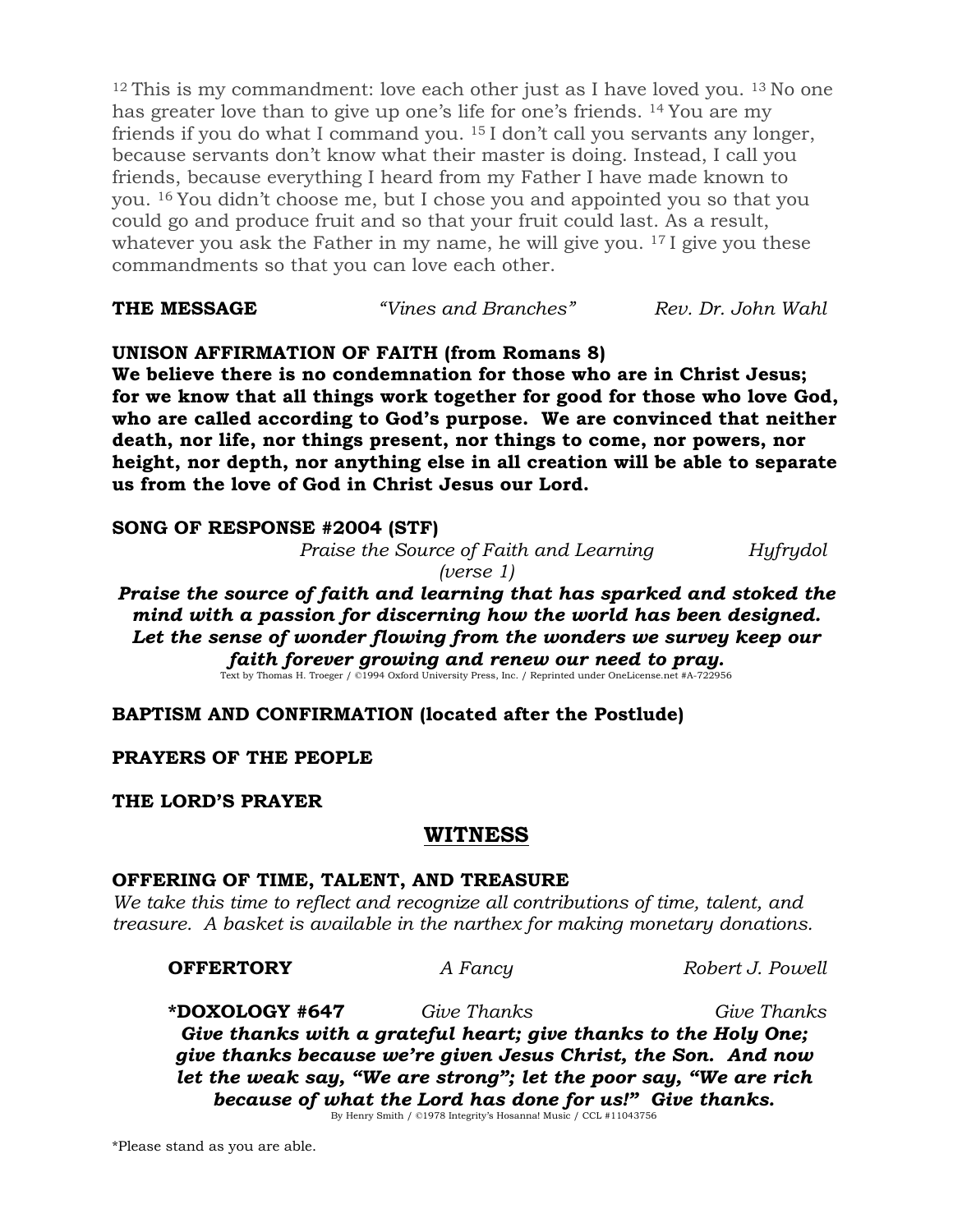[12] This is my commandment: love each other just as I have loved you. [13] No one has greater love than to give up one's life for one's friends. [14] You are my friends if you do what I command you. [15] I don't call you servants any longer, because servants don't know what their master is doing. Instead, I call you friends, because everything I heard from my Father I have made known to you. [16] You didn't choose me, but I chose you and appointed you so that you could go and produce fruit and so that your fruit could last. As a result, whatever you ask the Father in my name, he will give you. [17] I give you these commandments so that you can love each other.

**THE MESSAGE** *"Vines and Branches"* *Rev. Dr. John Wahl*

**UNISON AFFIRMATION OF FAITH (from Romans 8)**
**We believe there is no condemnation for those who are in Christ Jesus; for we know that all things work together for good for those who love God, who are called according to God's purpose. We are convinced that neither death, nor life, nor things present, nor things to come, nor powers, nor height, nor depth, nor anything else in all creation will be able to separate us from the love of God in Christ Jesus our Lord.**

**SONG OF RESPONSE #2004 (STF)**
*Praise the Source of Faith and Learning (verse 1)* *Hyfrydol*

***Praise the source of faith and learning that has sparked and stoked the mind with a passion for discerning how the world has been designed. Let the sense of wonder flowing from the wonders we survey keep our faith forever growing and renew our need to pray.***

Text by Thomas H. Troeger / ©1994 Oxford University Press, Inc. / Reprinted under OneLicense.net #A-722956

**BAPTISM AND CONFIRMATION (located after the Postlude)**

**PRAYERS OF THE PEOPLE**

**THE LORD'S PRAYER**

## WITNESS

**OFFERING OF TIME, TALENT, AND TREASURE**
*We take this time to reflect and recognize all contributions of time, talent, and treasure. A basket is available in the narthex for making monetary donations.*

**OFFERTORY** *A Fancy* *Robert J. Powell*

***DOXOLOGY #647** *Give Thanks* *Give Thanks*

***Give thanks with a grateful heart; give thanks to the Holy One; give thanks because we're given Jesus Christ, the Son. And now let the weak say, "We are strong"; let the poor say, "We are rich because of what the Lord has done for us!" Give thanks.***

By Henry Smith / ©1978 Integrity's Hosanna! Music / CCL #11043756

*Please stand as you are able.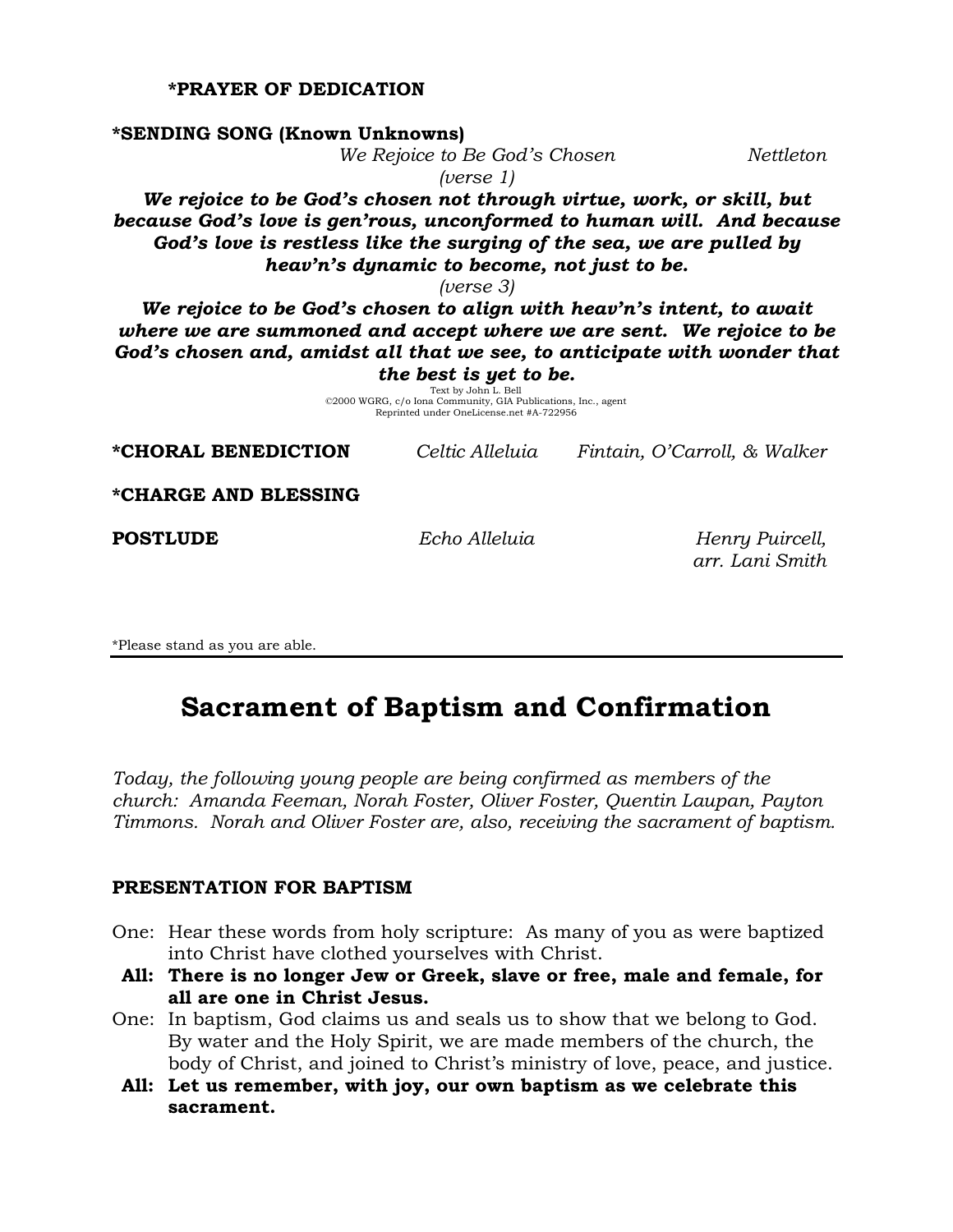**\*PRAYER OF DEDICATION**

**\*SENDING SONG (Known Unknowns)**

*We Rejoice to Be God's Chosen* — *Nettleton*

*(verse 1)*

***We rejoice to be God's chosen not through virtue, work, or skill, but because God's love is gen'rous, unconformed to human will. And because God's love is restless like the surging of the sea, we are pulled by heav'n's dynamic to become, not just to be.***

*(verse 3)*

***We rejoice to be God's chosen to align with heav'n's intent, to await where we are summoned and accept where we are sent. We rejoice to be God's chosen and, amidst all that we see, to anticipate with wonder that the best is yet to be.***

Text by John L. Bell
©2000 WGRG, c/o Iona Community, GIA Publications, Inc., agent
Reprinted under OneLicense.net #A-722956

**\*CHORAL BENEDICTION** — *Celtic Alleluia* — *Fintain, O'Carroll, & Walker*

**\*CHARGE AND BLESSING**

**POSTLUDE** — *Echo Alleluia* — *Henry Puircell, arr. Lani Smith*

\*Please stand as you are able.

---

# Sacrament of Baptism and Confirmation

*Today, the following young people are being confirmed as members of the church: Amanda Feeman, Norah Foster, Oliver Foster, Quentin Laupan, Payton Timmons. Norah and Oliver Foster are, also, receiving the sacrament of baptism.*

**PRESENTATION FOR BAPTISM**

One: Hear these words from holy scripture: As many of you as were baptized into Christ have clothed yourselves with Christ.

**All: There is no longer Jew or Greek, slave or free, male and female, for all are one in Christ Jesus.**

One: In baptism, God claims us and seals us to show that we belong to God. By water and the Holy Spirit, we are made members of the church, the body of Christ, and joined to Christ's ministry of love, peace, and justice.

**All: Let us remember, with joy, our own baptism as we celebrate this sacrament.**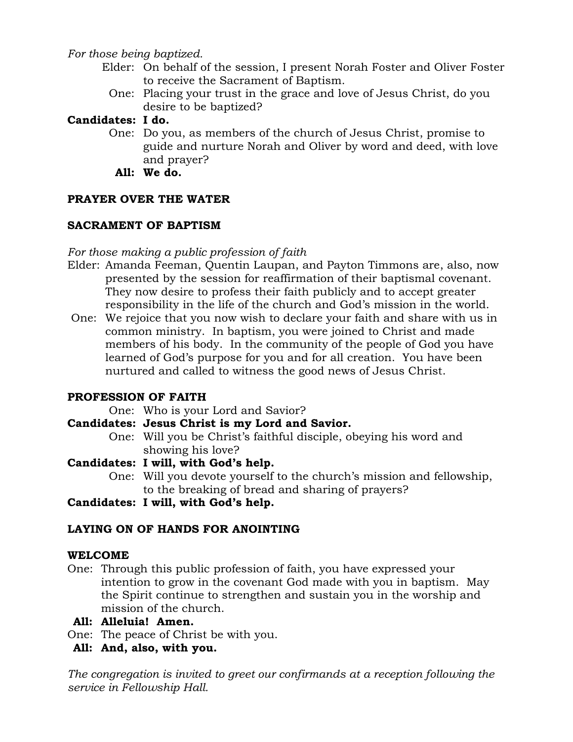*For those being baptized.*

Elder: On behalf of the session, I present Norah Foster and Oliver Foster to receive the Sacrament of Baptism.

One: Placing your trust in the grace and love of Jesus Christ, do you desire to be baptized?

**Candidates: I do.**

One: Do you, as members of the church of Jesus Christ, promise to guide and nurture Norah and Oliver by word and deed, with love and prayer?

**All: We do.**

**PRAYER OVER THE WATER**

**SACRAMENT OF BAPTISM**

*For those making a public profession of faith*

Elder: Amanda Feeman, Quentin Laupan, and Payton Timmons are, also, now presented by the session for reaffirmation of their baptismal covenant. They now desire to profess their faith publicly and to accept greater responsibility in the life of the church and God's mission in the world.

One: We rejoice that you now wish to declare your faith and share with us in common ministry. In baptism, you were joined to Christ and made members of his body. In the community of the people of God you have learned of God's purpose for you and for all creation. You have been nurtured and called to witness the good news of Jesus Christ.

**PROFESSION OF FAITH**

One: Who is your Lord and Savior?

**Candidates: Jesus Christ is my Lord and Savior.**

One: Will you be Christ's faithful disciple, obeying his word and showing his love?

**Candidates: I will, with God's help.**

One: Will you devote yourself to the church's mission and fellowship, to the breaking of bread and sharing of prayers?

**Candidates: I will, with God's help.**

**LAYING ON OF HANDS FOR ANOINTING**

**WELCOME**

One: Through this public profession of faith, you have expressed your intention to grow in the covenant God made with you in baptism. May the Spirit continue to strengthen and sustain you in the worship and mission of the church.

**All: Alleluia! Amen.**

One: The peace of Christ be with you.

**All: And, also, with you.**

*The congregation is invited to greet our confirmands at a reception following the service in Fellowship Hall.*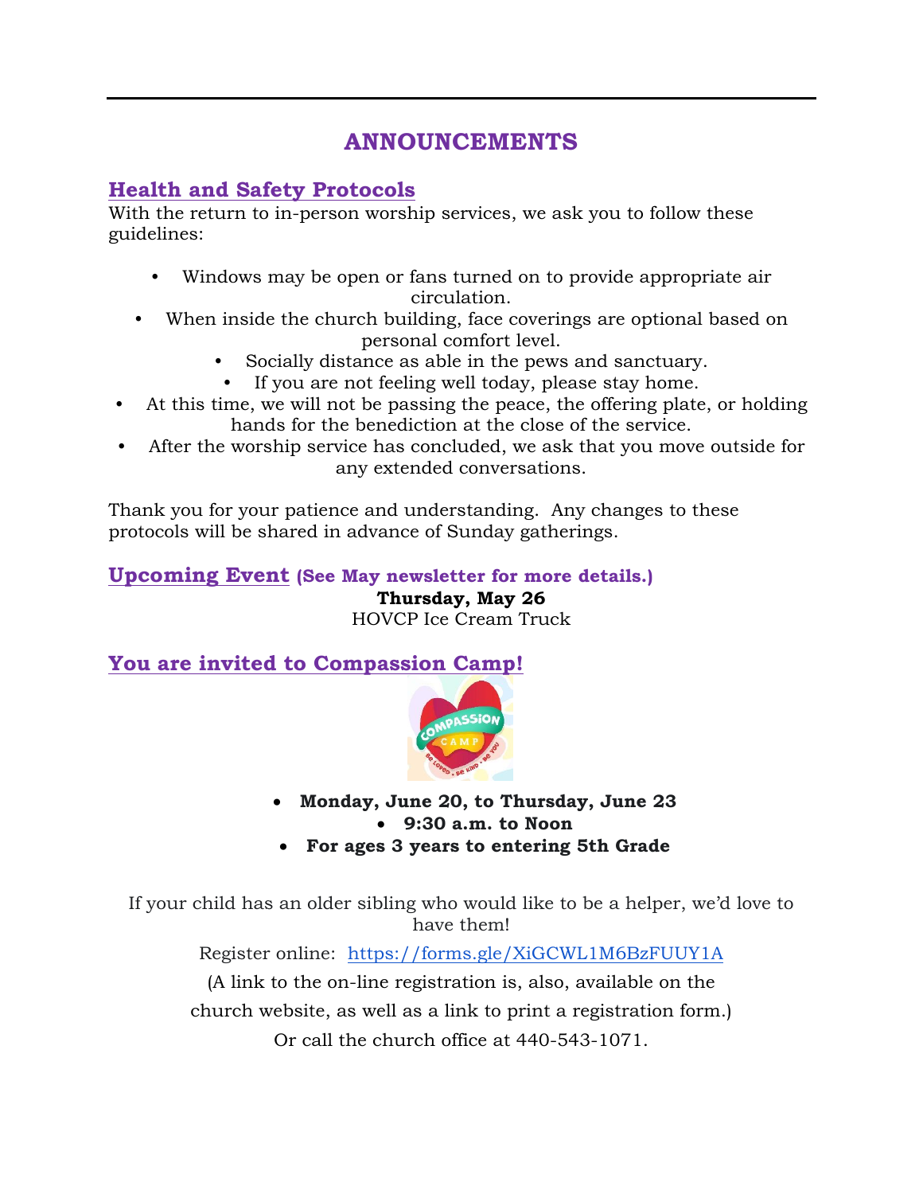# ANNOUNCEMENTS

## Health and Safety Protocols

With the return to in-person worship services, we ask you to follow these guidelines:

- Windows may be open or fans turned on to provide appropriate air circulation.
- When inside the church building, face coverings are optional based on personal comfort level.
- Socially distance as able in the pews and sanctuary.
- If you are not feeling well today, please stay home.
- At this time, we will not be passing the peace, the offering plate, or holding hands for the benediction at the close of the service.
- After the worship service has concluded, we ask that you move outside for any extended conversations.

Thank you for your patience and understanding. Any changes to these protocols will be shared in advance of Sunday gatherings.

## Upcoming Event (See May newsletter for more details.)

**Thursday, May 26**

HOVCP Ice Cream Truck

## You are invited to Compassion Camp!

- **Monday, June 20, to Thursday, June 23**
- **9:30 a.m. to Noon**
- **For ages 3 years to entering 5th Grade**

If your child has an older sibling who would like to be a helper, we'd love to have them!

Register online: https://forms.gle/XiGCWL1M6BzFUUY1A

(A link to the on-line registration is, also, available on the church website, as well as a link to print a registration form.)

Or call the church office at 440-543-1071.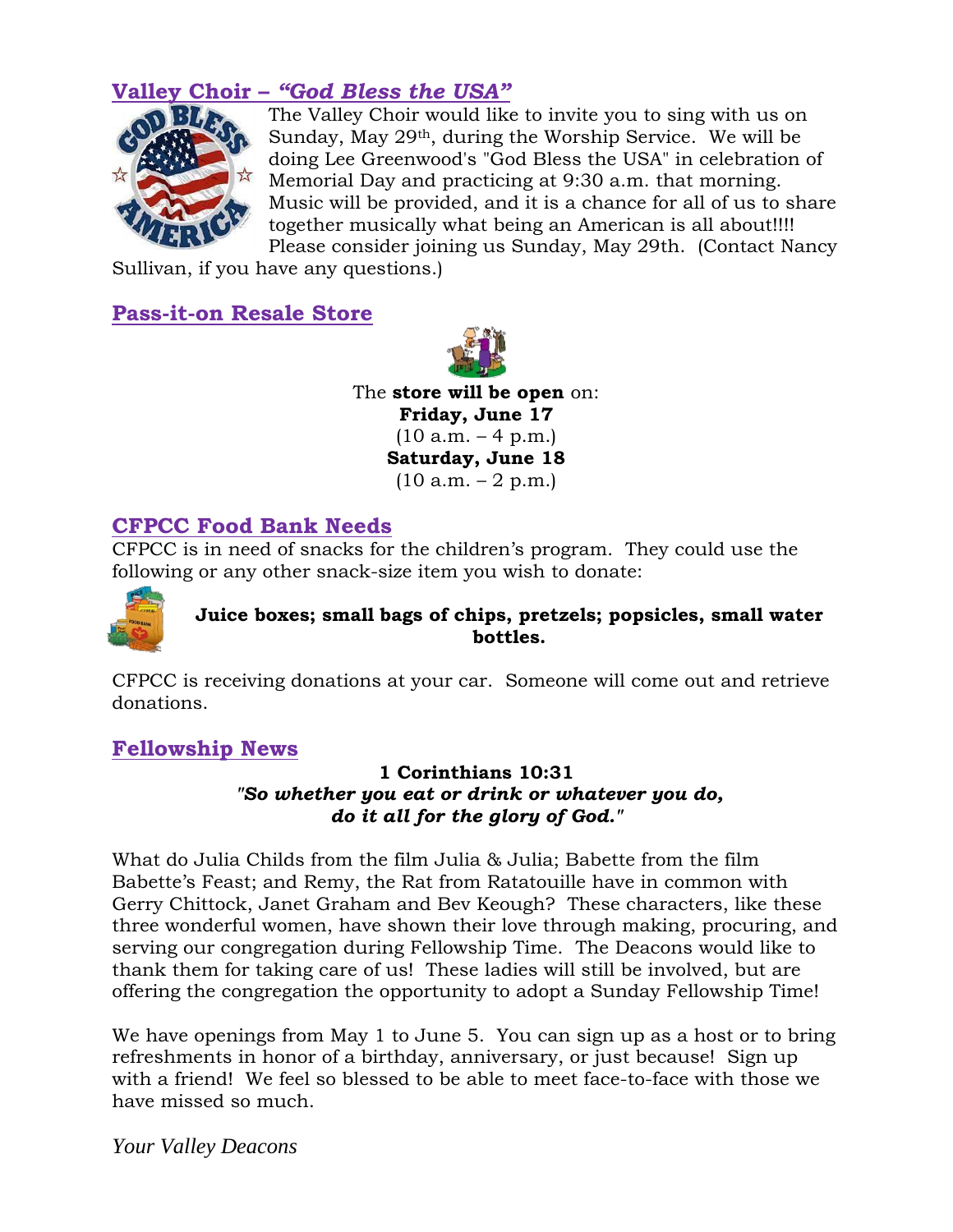## Valley Choir – *"God Bless the USA"*

The Valley Choir would like to invite you to sing with us on Sunday, May 29th, during the Worship Service. We will be doing Lee Greenwood's "God Bless the USA" in celebration of Memorial Day and practicing at 9:30 a.m. that morning. Music will be provided, and it is a chance for all of us to share together musically what being an American is all about!!!! Please consider joining us Sunday, May 29th. (Contact Nancy Sullivan, if you have any questions.)

## Pass-it-on Resale Store

The **store will be open** on:
**Friday, June 17**
(10 a.m. – 4 p.m.)
**Saturday, June 18**
(10 a.m. – 2 p.m.)

## CFPCC Food Bank Needs

CFPCC is in need of snacks for the children's program. They could use the following or any other snack-size item you wish to donate:

**Juice boxes; small bags of chips, pretzels; popsicles, small water bottles.**

CFPCC is receiving donations at your car. Someone will come out and retrieve donations.

## Fellowship News

**1 Corinthians 10:31**
***"So whether you eat or drink or whatever you do, do it all for the glory of God."***

What do Julia Childs from the film Julia & Julia; Babette from the film Babette's Feast; and Remy, the Rat from Ratatouille have in common with Gerry Chittock, Janet Graham and Bev Keough? These characters, like these three wonderful women, have shown their love through making, procuring, and serving our congregation during Fellowship Time. The Deacons would like to thank them for taking care of us! These ladies will still be involved, but are offering the congregation the opportunity to adopt a Sunday Fellowship Time!

We have openings from May 1 to June 5. You can sign up as a host or to bring refreshments in honor of a birthday, anniversary, or just because! Sign up with a friend! We feel so blessed to be able to meet face-to-face with those we have missed so much.

*Your Valley Deacons*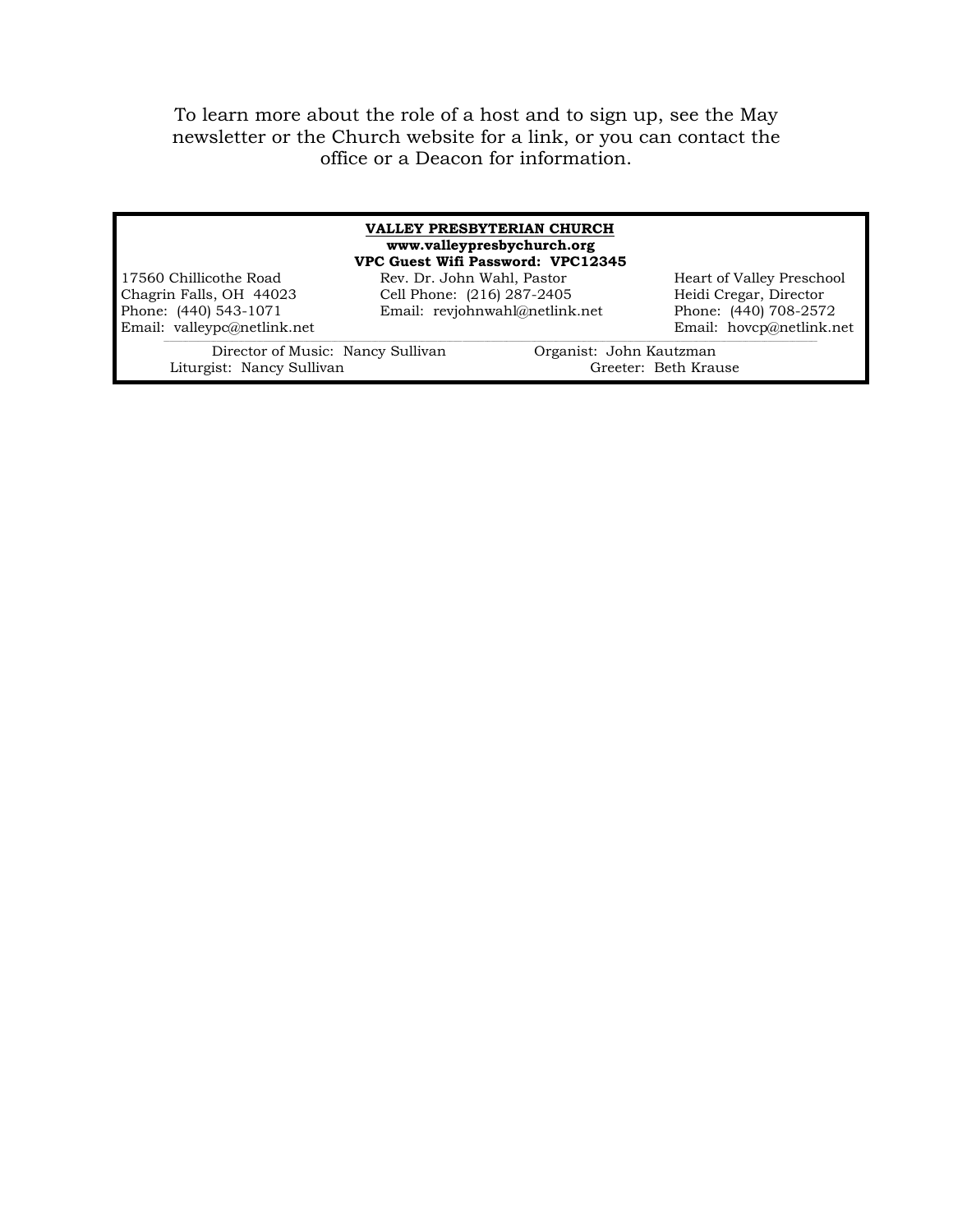To learn more about the role of a host and to sign up, see the May newsletter or the Church website for a link, or you can contact the office or a Deacon for information.

**VALLEY PRESBYTERIAN CHURCH**
**www.valleypresbychurch.org**
**VPC Guest Wifi Password: VPC12345**

| | | |
|---|---|---|
| 17560 Chillicothe Road | Rev. Dr. John Wahl, Pastor | Heart of Valley Preschool |
| Chagrin Falls, OH 44023 | Cell Phone: (216) 287-2405 | Heidi Cregar, Director |
| Phone: (440) 543-1071 | Email: revjohnwahl@netlink.net | Phone: (440) 708-2572 |
| Email: valleypc@netlink.net | | Email: hovcp@netlink.net |

Director of Music: Nancy Sullivan
Organist: John Kautzman
Liturgist: Nancy Sullivan
Greeter: Beth Krause